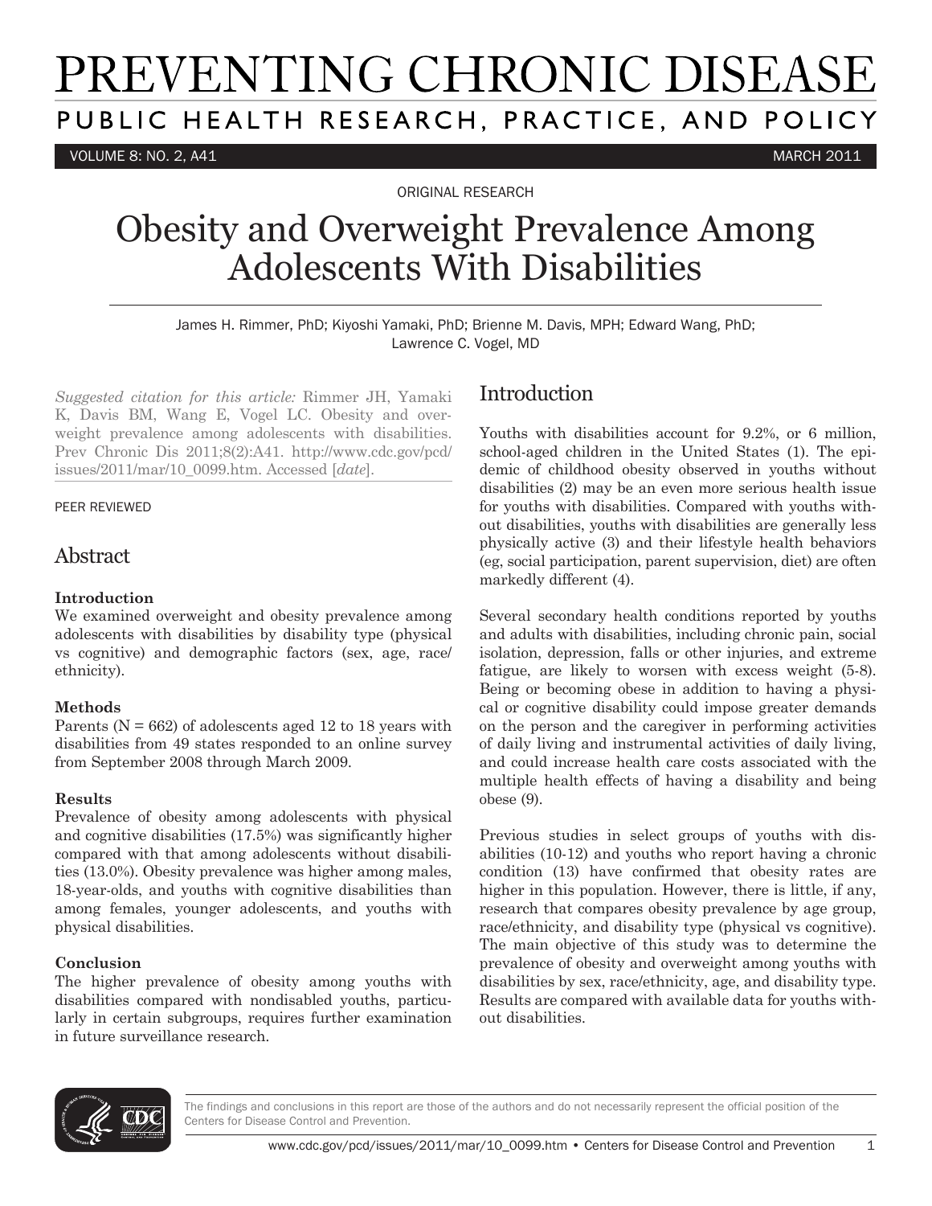# PREVENTING CHRONIC DISEASE

PUBLIC HEALTH RESEARCH, PRACTICE, AND POLICY

ORIGINAL RESEARCH

# Obesity and Overweight Prevalence Among Adolescents With Disabilities

James H. Rimmer, PhD; Kiyoshi Yamaki, PhD; Brienne M. Davis, MPH; Edward Wang, PhD; Lawrence C. Vogel, MD

*Suggested citation for this article:* Rimmer JH, Yamaki K, Davis BM, Wang E, Vogel LC. Obesity and overweight prevalence among adolescents with disabilities. Prev Chronic Dis 2011;8(2):A41. http://www.cdc.gov/pcd/issues/2011/mar/10_0099.htm. Accessed [*date*].

PEER REVIEWED

## Abstract

### Introduction

We examined overweight and obesity prevalence among adolescents with disabilities by disability type (physical vs cognitive) and demographic factors (sex, age, race/ethnicity).

### Methods

Parents (N = 662) of adolescents aged 12 to 18 years with disabilities from 49 states responded to an online survey from September 2008 through March 2009.

### Results

Prevalence of obesity among adolescents with physical and cognitive disabilities (17.5%) was significantly higher compared with that among adolescents without disabilities (13.0%). Obesity prevalence was higher among males, 18-year-olds, and youths with cognitive disabilities than among females, younger adolescents, and youths with physical disabilities.

### Conclusion

The higher prevalence of obesity among youths with disabilities compared with nondisabled youths, particularly in certain subgroups, requires further examination in future surveillance research.

## Introduction

Youths with disabilities account for 9.2%, or 6 million, school-aged children in the United States (1). The epidemic of childhood obesity observed in youths without disabilities (2) may be an even more serious health issue for youths with disabilities. Compared with youths without disabilities, youths with disabilities are generally less physically active (3) and their lifestyle health behaviors (eg, social participation, parent supervision, diet) are often markedly different (4).

Several secondary health conditions reported by youths and adults with disabilities, including chronic pain, social isolation, depression, falls or other injuries, and extreme fatigue, are likely to worsen with excess weight (5-8). Being or becoming obese in addition to having a physical or cognitive disability could impose greater demands on the person and the caregiver in performing activities of daily living and instrumental activities of daily living, and could increase health care costs associated with the multiple health effects of having a disability and being obese (9).

Previous studies in select groups of youths with disabilities (10-12) and youths who report having a chronic condition (13) have confirmed that obesity rates are higher in this population. However, there is little, if any, research that compares obesity prevalence by age group, race/ethnicity, and disability type (physical vs cognitive). The main objective of this study was to determine the prevalence of obesity and overweight among youths with disabilities by sex, race/ethnicity, age, and disability type. Results are compared with available data for youths without disabilities.

The findings and conclusions in this report are those of the authors and do not necessarily represent the official position of the Centers for Disease Control and Prevention.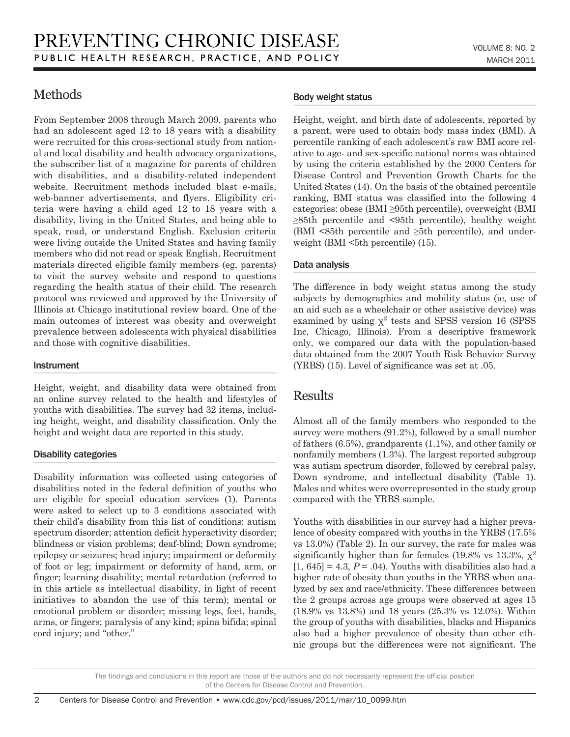## Methods

From September 2008 through March 2009, parents who had an adolescent aged 12 to 18 years with a disability were recruited for this cross-sectional study from national and local disability and health advocacy organizations, the subscriber list of a magazine for parents of children with disabilities, and a disability-related independent website. Recruitment methods included blast e-mails, web-banner advertisements, and flyers. Eligibility criteria were having a child aged 12 to 18 years with a disability, living in the United States, and being able to speak, read, or understand English. Exclusion criteria were living outside the United States and having family members who did not read or speak English. Recruitment materials directed eligible family members (eg, parents) to visit the survey website and respond to questions regarding the health status of their child. The research protocol was reviewed and approved by the University of Illinois at Chicago institutional review board. One of the main outcomes of interest was obesity and overweight prevalence between adolescents with physical disabilities and those with cognitive disabilities.

### Instrument

Height, weight, and disability data were obtained from an online survey related to the health and lifestyles of youths with disabilities. The survey had 32 items, including height, weight, and disability classification. Only the height and weight data are reported in this study.

### Disability categories

Disability information was collected using categories of disabilities noted in the federal definition of youths who are eligible for special education services (1). Parents were asked to select up to 3 conditions associated with their child's disability from this list of conditions: autism spectrum disorder; attention deficit hyperactivity disorder; blindness or vision problems; deaf-blind; Down syndrome; epilepsy or seizures; head injury; impairment or deformity of foot or leg; impairment or deformity of hand, arm, or finger; learning disability; mental retardation (referred to in this article as intellectual disability, in light of recent initiatives to abandon the use of this term); mental or emotional problem or disorder; missing legs, feet, hands, arms, or fingers; paralysis of any kind; spina bifida; spinal cord injury; and "other."

### Body weight status

Height, weight, and birth date of adolescents, reported by a parent, were used to obtain body mass index (BMI). A percentile ranking of each adolescent's raw BMI score relative to age- and sex-specific national norms was obtained by using the criteria established by the 2000 Centers for Disease Control and Prevention Growth Charts for the United States (14). On the basis of the obtained percentile ranking, BMI status was classified into the following 4 categories: obese (BMI ≥95th percentile), overweight (BMI ≥85th percentile and <95th percentile), healthy weight (BMI <85th percentile and ≥5th percentile), and underweight (BMI <5th percentile) (15).

### Data analysis

The difference in body weight status among the study subjects by demographics and mobility status (ie, use of an aid such as a wheelchair or other assistive device) was examined by using $\chi^2$ tests and SPSS version 16 (SPSS Inc, Chicago, Illinois). From a descriptive framework only, we compared our data with the population-based data obtained from the 2007 Youth Risk Behavior Survey (YRBS) (15). Level of significance was set at .05.

## Results

Almost all of the family members who responded to the survey were mothers (91.2%), followed by a small number of fathers (6.5%), grandparents (1.1%), and other family or nonfamily members (1.3%). The largest reported subgroup was autism spectrum disorder, followed by cerebral palsy, Down syndrome, and intellectual disability (Table 1). Males and whites were overrepresented in the study group compared with the YRBS sample.

Youths with disabilities in our survey had a higher prevalence of obesity compared with youths in the YRBS (17.5% vs 13.0%) (Table 2). In our survey, the rate for males was significantly higher than for females (19.8% vs 13.3%, $\chi^2$ [1, 645] = 4.3, *P* = .04). Youths with disabilities also had a higher rate of obesity than youths in the YRBS when analyzed by sex and race/ethnicity. These differences between the 2 groups across age groups were observed at ages 15 (18.9% vs 13.8%) and 18 years (25.3% vs 12.0%). Within the group of youths with disabilities, blacks and Hispanics also had a higher prevalence of obesity than other ethnic groups but the differences were not significant. The

The findings and conclusions in this report are those of the authors and do not necessarily represent the official position of the Centers for Disease Control and Prevention.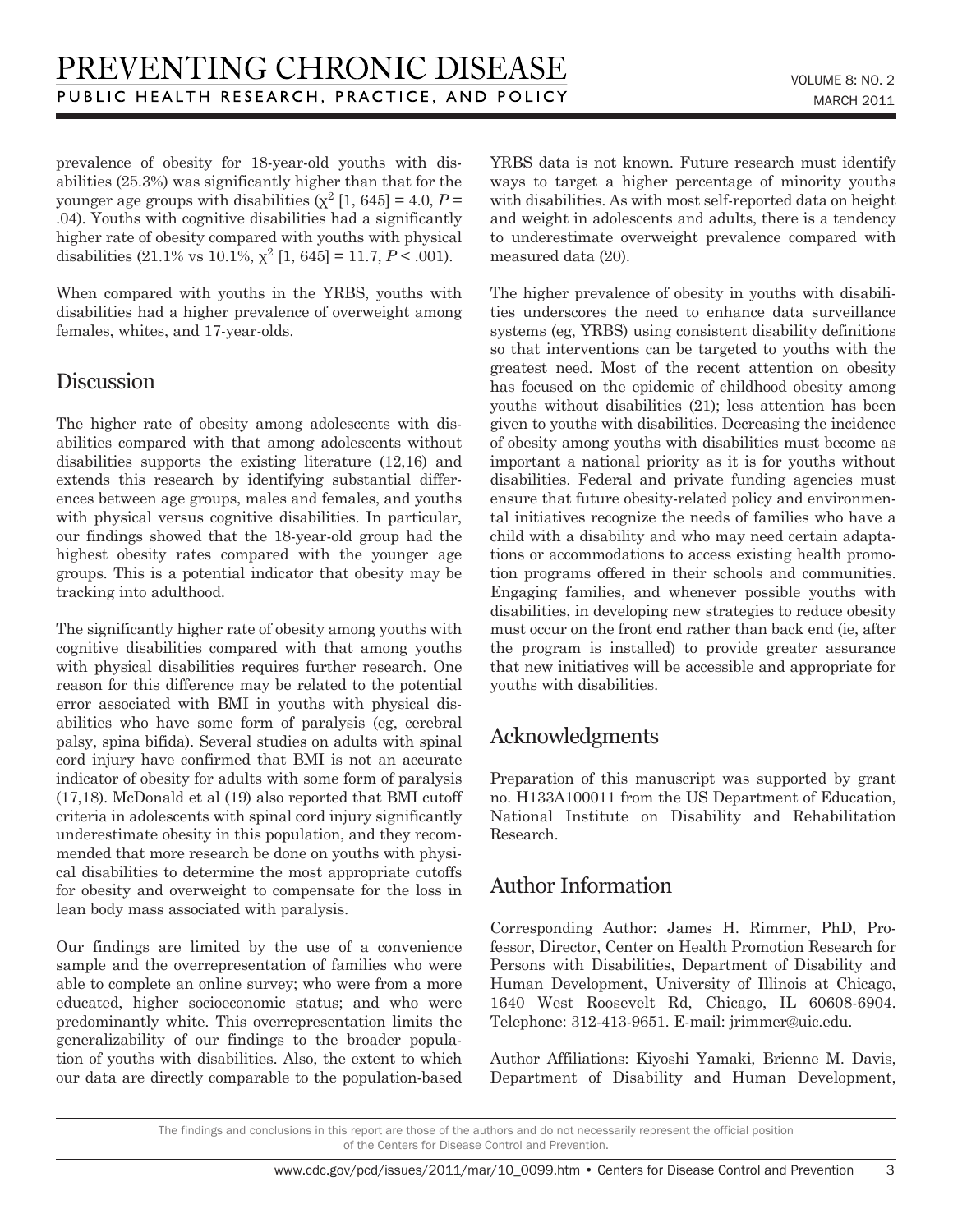prevalence of obesity for 18-year-old youths with disabilities (25.3%) was significantly higher than that for the younger age groups with disabilities ($\chi^2$ [1, 645] = 4.0, $P$ = .04). Youths with cognitive disabilities had a significantly higher rate of obesity compared with youths with physical disabilities (21.1% vs 10.1%, $\chi^2$ [1, 645] = 11.7, $P < .001$).

When compared with youths in the YRBS, youths with disabilities had a higher prevalence of overweight among females, whites, and 17-year-olds.

## Discussion

The higher rate of obesity among adolescents with disabilities compared with that among adolescents without disabilities supports the existing literature (12,16) and extends this research by identifying substantial differences between age groups, males and females, and youths with physical versus cognitive disabilities. In particular, our findings showed that the 18-year-old group had the highest obesity rates compared with the younger age groups. This is a potential indicator that obesity may be tracking into adulthood.

The significantly higher rate of obesity among youths with cognitive disabilities compared with that among youths with physical disabilities requires further research. One reason for this difference may be related to the potential error associated with BMI in youths with physical disabilities who have some form of paralysis (eg, cerebral palsy, spina bifida). Several studies on adults with spinal cord injury have confirmed that BMI is not an accurate indicator of obesity for adults with some form of paralysis (17,18). McDonald et al (19) also reported that BMI cutoff criteria in adolescents with spinal cord injury significantly underestimate obesity in this population, and they recommended that more research be done on youths with physical disabilities to determine the most appropriate cutoffs for obesity and overweight to compensate for the loss in lean body mass associated with paralysis.

Our findings are limited by the use of a convenience sample and the overrepresentation of families who were able to complete an online survey; who were from a more educated, higher socioeconomic status; and who were predominantly white. This overrepresentation limits the generalizability of our findings to the broader population of youths with disabilities. Also, the extent to which our data are directly comparable to the population-based YRBS data is not known. Future research must identify ways to target a higher percentage of minority youths with disabilities. As with most self-reported data on height and weight in adolescents and adults, there is a tendency to underestimate overweight prevalence compared with measured data (20).

The higher prevalence of obesity in youths with disabilities underscores the need to enhance data surveillance systems (eg, YRBS) using consistent disability definitions so that interventions can be targeted to youths with the greatest need. Most of the recent attention on obesity has focused on the epidemic of childhood obesity among youths without disabilities (21); less attention has been given to youths with disabilities. Decreasing the incidence of obesity among youths with disabilities must become as important a national priority as it is for youths without disabilities. Federal and private funding agencies must ensure that future obesity-related policy and environmental initiatives recognize the needs of families who have a child with a disability and who may need certain adaptations or accommodations to access existing health promotion programs offered in their schools and communities. Engaging families, and whenever possible youths with disabilities, in developing new strategies to reduce obesity must occur on the front end rather than back end (ie, after the program is installed) to provide greater assurance that new initiatives will be accessible and appropriate for youths with disabilities.

## Acknowledgments

Preparation of this manuscript was supported by grant no. H133A100011 from the US Department of Education, National Institute on Disability and Rehabilitation Research.

## Author Information

Corresponding Author: James H. Rimmer, PhD, Professor, Director, Center on Health Promotion Research for Persons with Disabilities, Department of Disability and Human Development, University of Illinois at Chicago, 1640 West Roosevelt Rd, Chicago, IL 60608-6904. Telephone: 312-413-9651. E-mail: jrimmer@uic.edu.

Author Affiliations: Kiyoshi Yamaki, Brienne M. Davis, Department of Disability and Human Development,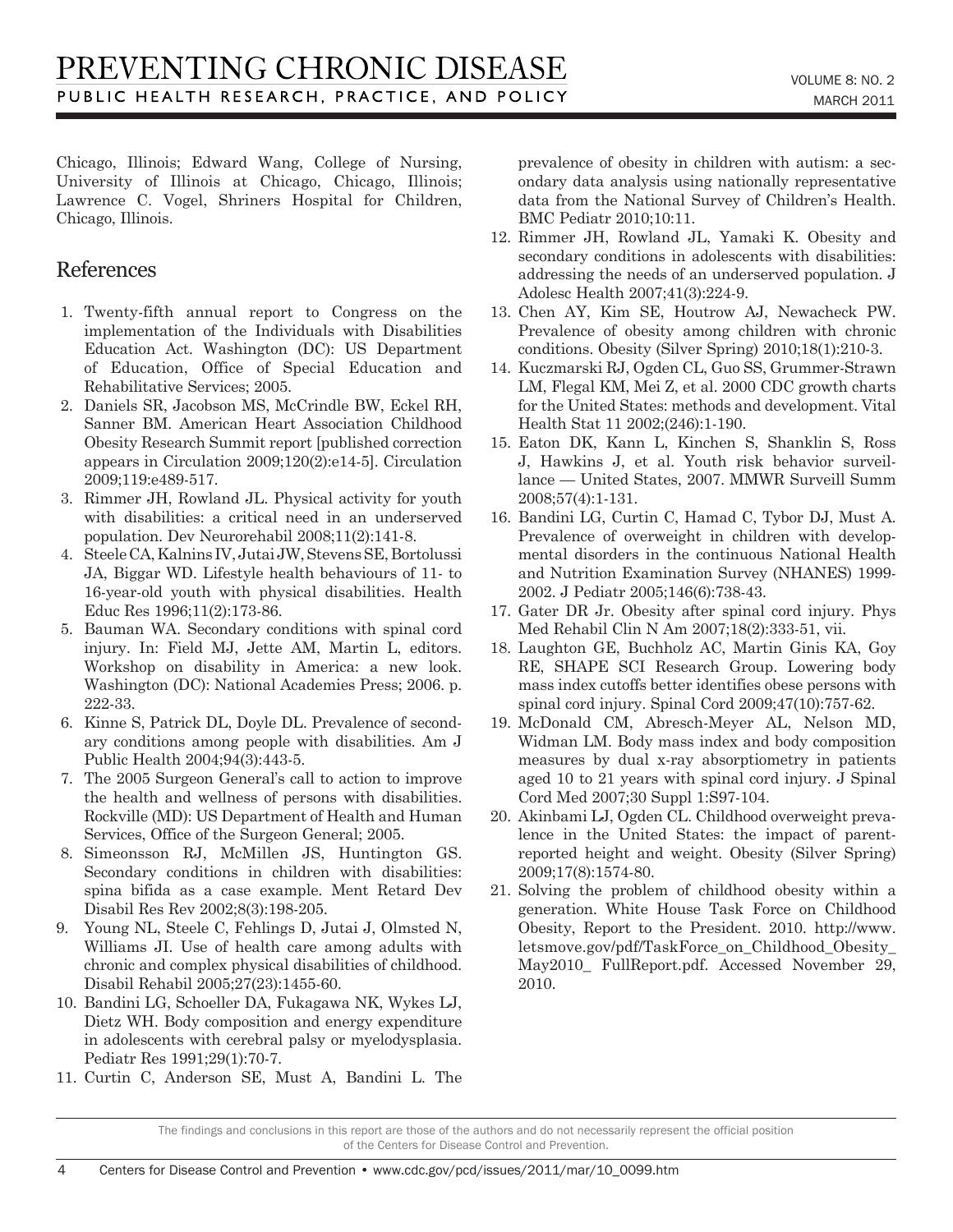Chicago, Illinois; Edward Wang, College of Nursing, University of Illinois at Chicago, Chicago, Illinois; Lawrence C. Vogel, Shriners Hospital for Children, Chicago, Illinois.

## References

1. Twenty-fifth annual report to Congress on the implementation of the Individuals with Disabilities Education Act. Washington (DC): US Department of Education, Office of Special Education and Rehabilitative Services; 2005.
2. Daniels SR, Jacobson MS, McCrindle BW, Eckel RH, Sanner BM. American Heart Association Childhood Obesity Research Summit report [published correction appears in Circulation 2009;120(2):e14-5]. Circulation 2009;119:e489-517.
3. Rimmer JH, Rowland JL. Physical activity for youth with disabilities: a critical need in an underserved population. Dev Neurorehabil 2008;11(2):141-8.
4. Steele CA, Kalnins IV, Jutai JW, Stevens SE, Bortolussi JA, Biggar WD. Lifestyle health behaviours of 11- to 16-year-old youth with physical disabilities. Health Educ Res 1996;11(2):173-86.
5. Bauman WA. Secondary conditions with spinal cord injury. In: Field MJ, Jette AM, Martin L, editors. Workshop on disability in America: a new look. Washington (DC): National Academies Press; 2006. p. 222-33.
6. Kinne S, Patrick DL, Doyle DL. Prevalence of secondary conditions among people with disabilities. Am J Public Health 2004;94(3):443-5.
7. The 2005 Surgeon General's call to action to improve the health and wellness of persons with disabilities. Rockville (MD): US Department of Health and Human Services, Office of the Surgeon General; 2005.
8. Simeonsson RJ, McMillen JS, Huntington GS. Secondary conditions in children with disabilities: spina bifida as a case example. Ment Retard Dev Disabil Res Rev 2002;8(3):198-205.
9. Young NL, Steele C, Fehlings D, Jutai J, Olmsted N, Williams JI. Use of health care among adults with chronic and complex physical disabilities of childhood. Disabil Rehabil 2005;27(23):1455-60.
10. Bandini LG, Schoeller DA, Fukagawa NK, Wykes LJ, Dietz WH. Body composition and energy expenditure in adolescents with cerebral palsy or myelodysplasia. Pediatr Res 1991;29(1):70-7.
11. Curtin C, Anderson SE, Must A, Bandini L. The prevalence of obesity in children with autism: a secondary data analysis using nationally representative data from the National Survey of Children's Health. BMC Pediatr 2010;10:11.
12. Rimmer JH, Rowland JL, Yamaki K. Obesity and secondary conditions in adolescents with disabilities: addressing the needs of an underserved population. J Adolesc Health 2007;41(3):224-9.
13. Chen AY, Kim SE, Houtrow AJ, Newacheck PW. Prevalence of obesity among children with chronic conditions. Obesity (Silver Spring) 2010;18(1):210-3.
14. Kuczmarski RJ, Ogden CL, Guo SS, Grummer-Strawn LM, Flegal KM, Mei Z, et al. 2000 CDC growth charts for the United States: methods and development. Vital Health Stat 11 2002;(246):1-190.
15. Eaton DK, Kann L, Kinchen S, Shanklin S, Ross J, Hawkins J, et al. Youth risk behavior surveillance — United States, 2007. MMWR Surveill Summ 2008;57(4):1-131.
16. Bandini LG, Curtin C, Hamad C, Tybor DJ, Must A. Prevalence of overweight in children with developmental disorders in the continuous National Health and Nutrition Examination Survey (NHANES) 1999-2002. J Pediatr 2005;146(6):738-43.
17. Gater DR Jr. Obesity after spinal cord injury. Phys Med Rehabil Clin N Am 2007;18(2):333-51, vii.
18. Laughton GE, Buchholz AC, Martin Ginis KA, Goy RE, SHAPE SCI Research Group. Lowering body mass index cutoffs better identifies obese persons with spinal cord injury. Spinal Cord 2009;47(10):757-62.
19. McDonald CM, Abresch-Meyer AL, Nelson MD, Widman LM. Body mass index and body composition measures by dual x-ray absorptiometry in patients aged 10 to 21 years with spinal cord injury. J Spinal Cord Med 2007;30 Suppl 1:S97-104.
20. Akinbami LJ, Ogden CL. Childhood overweight prevalence in the United States: the impact of parent-reported height and weight. Obesity (Silver Spring) 2009;17(8):1574-80.
21. Solving the problem of childhood obesity within a generation. White House Task Force on Childhood Obesity, Report to the President. 2010. http://www.letsmove.gov/pdf/TaskForce_on_Childhood_Obesity_May2010_ FullReport.pdf. Accessed November 29, 2010.

The findings and conclusions in this report are those of the authors and do not necessarily represent the official position of the Centers for Disease Control and Prevention.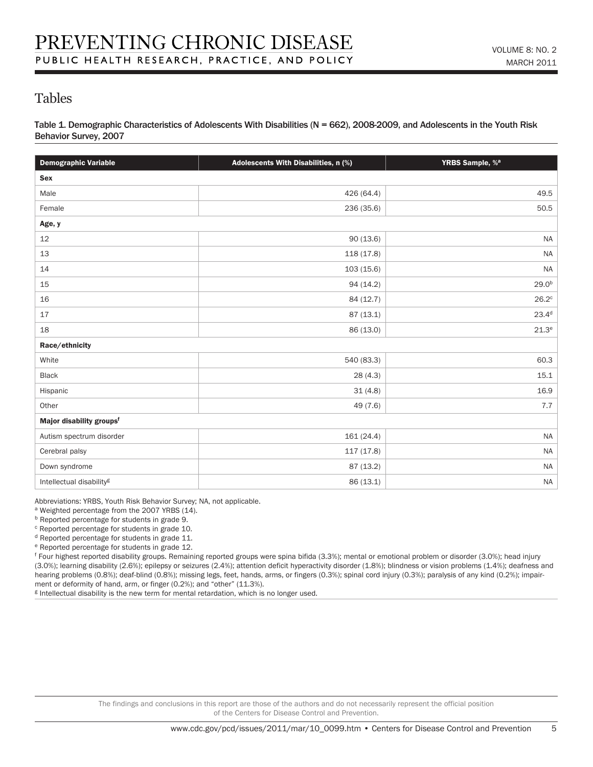## Tables

**Table 1. Demographic Characteristics of Adolescents With Disabilities (N = 662), 2008-2009, and Adolescents in the Youth Risk Behavior Survey, 2007**

| Demographic Variable | Adolescents With Disabilities, n (%) | YRBS Sample, %[a] |
|---|---|---|
| **Sex** | | |
| Male | 426 (64.4) | 49.5 |
| Female | 236 (35.6) | 50.5 |
| **Age, y** | | |
| 12 | 90 (13.6) | NA |
| 13 | 118 (17.8) | NA |
| 14 | 103 (15.6) | NA |
| 15 | 94 (14.2) | 29.0[b] |
| 16 | 84 (12.7) | 26.2[c] |
| 17 | 87 (13.1) | 23.4[d] |
| 18 | 86 (13.0) | 21.3[e] |
| **Race/ethnicity** | | |
| White | 540 (83.3) | 60.3 |
| Black | 28 (4.3) | 15.1 |
| Hispanic | 31 (4.8) | 16.9 |
| Other | 49 (7.6) | 7.7 |
| **Major disability groups[f]** | | |
| Autism spectrum disorder | 161 (24.4) | NA |
| Cerebral palsy | 117 (17.8) | NA |
| Down syndrome | 87 (13.2) | NA |
| Intellectual disability[g] | 86 (13.1) | NA |

Abbreviations: YRBS, Youth Risk Behavior Survey; NA, not applicable.
[a] Weighted percentage from the 2007 YRBS (14).
[b] Reported percentage for students in grade 9.
[c] Reported percentage for students in grade 10.
[d] Reported percentage for students in grade 11.
[e] Reported percentage for students in grade 12.
[f] Four highest reported disability groups. Remaining reported groups were spina bifida (3.3%); mental or emotional problem or disorder (3.0%); head injury (3.0%); learning disability (2.6%); epilepsy or seizures (2.4%); attention deficit hyperactivity disorder (1.8%); blindness or vision problems (1.4%); deafness and hearing problems (0.8%); deaf-blind (0.8%); missing legs, feet, hands, arms, or fingers (0.3%); spinal cord injury (0.3%); paralysis of any kind (0.2%); impairment or deformity of hand, arm, or finger (0.2%); and "other" (11.3%).
[g] Intellectual disability is the new term for mental retardation, which is no longer used.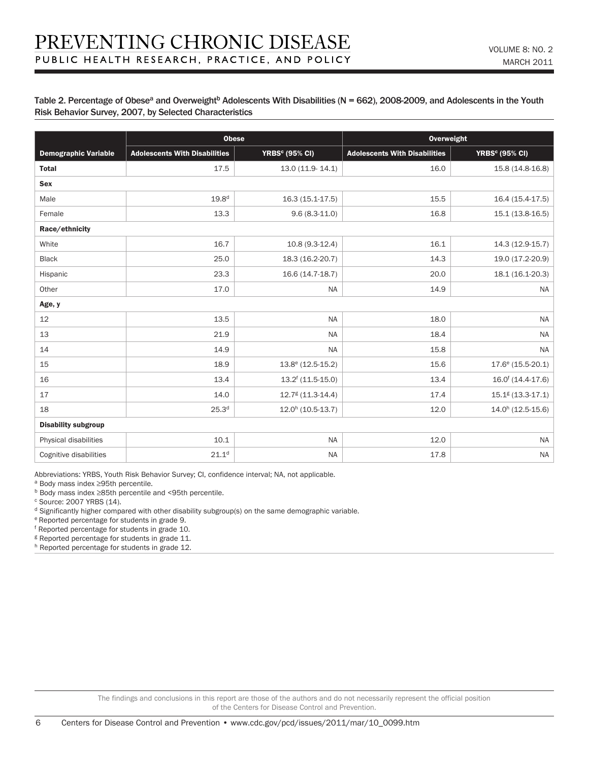Table 2. Percentage of Obese[a] and Overweight[b] Adolescents With Disabilities (N = 662), 2008-2009, and Adolescents in the Youth Risk Behavior Survey, 2007, by Selected Characteristics

| | Obese | | Overweight | |
|---|---|---|---|---|
| **Demographic Variable** | **Adolescents With Disabilities** | **YRBS[c] (95% CI)** | **Adolescents With Disabilities** | **YRBS[c] (95% CI)** |
| **Total** | 17.5 | 13.0 (11.9- 14.1) | 16.0 | 15.8 (14.8-16.8) |
| **Sex** | | | | |
| Male | 19.8[d] | 16.3 (15.1-17.5) | 15.5 | 16.4 (15.4-17.5) |
| Female | 13.3 | 9.6 (8.3-11.0) | 16.8 | 15.1 (13.8-16.5) |
| **Race/ethnicity** | | | | |
| White | 16.7 | 10.8 (9.3-12.4) | 16.1 | 14.3 (12.9-15.7) |
| Black | 25.0 | 18.3 (16.2-20.7) | 14.3 | 19.0 (17.2-20.9) |
| Hispanic | 23.3 | 16.6 (14.7-18.7) | 20.0 | 18.1 (16.1-20.3) |
| Other | 17.0 | NA | 14.9 | NA |
| **Age, y** | | | | |
| 12 | 13.5 | NA | 18.0 | NA |
| 13 | 21.9 | NA | 18.4 | NA |
| 14 | 14.9 | NA | 15.8 | NA |
| 15 | 18.9 | 13.8[e] (12.5-15.2) | 15.6 | 17.6[e] (15.5-20.1) |
| 16 | 13.4 | 13.2[f] (11.5-15.0) | 13.4 | 16.0[f] (14.4-17.6) |
| 17 | 14.0 | 12.7[g] (11.3-14.4) | 17.4 | 15.1[g] (13.3-17.1) |
| 18 | 25.3[d] | 12.0[h] (10.5-13.7) | 12.0 | 14.0[h] (12.5-15.6) |
| **Disability subgroup** | | | | |
| Physical disabilities | 10.1 | NA | 12.0 | NA |
| Cognitive disabilities | 21.1[d] | NA | 17.8 | NA |

Abbreviations: YRBS, Youth Risk Behavior Survey; CI, confidence interval; NA, not applicable.

[a] Body mass index ≥95th percentile.

[b] Body mass index ≥85th percentile and <95th percentile.

[c] Source: 2007 YRBS (14).

[d] Significantly higher compared with other disability subgroup(s) on the same demographic variable.

[e] Reported percentage for students in grade 9.

[f] Reported percentage for students in grade 10.

[g] Reported percentage for students in grade 11.

[h] Reported percentage for students in grade 12.